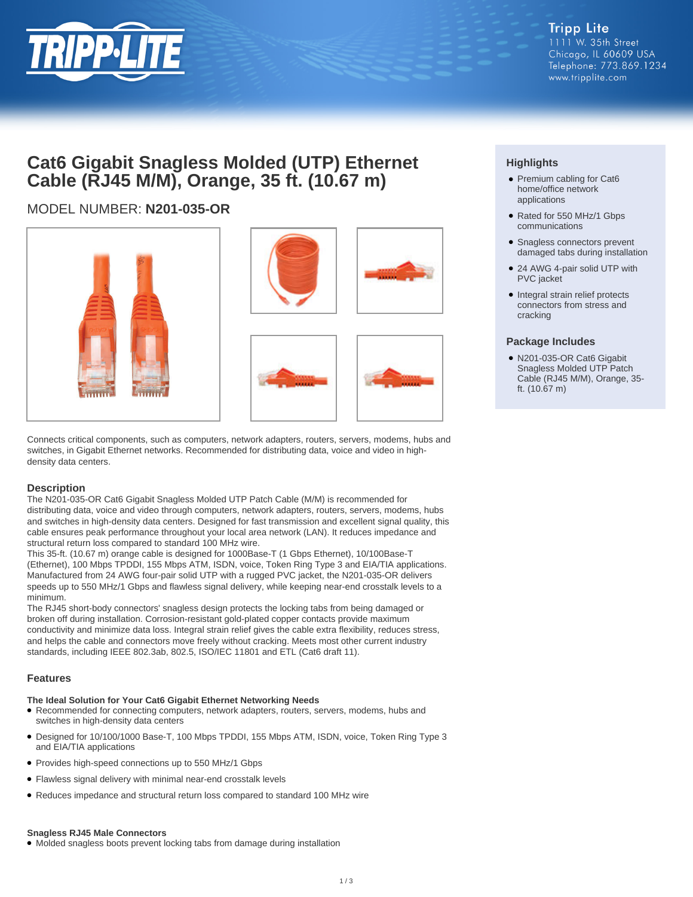Tripp Lite
1111 W. 35th Street
Chicago, IL 60609 USA
Telephone: 773.869.1234
www.tripplite.com

# Cat6 Gigabit Snagless Molded (UTP) Ethernet Cable (RJ45 M/M), Orange, 35 ft. (10.67 m)

MODEL NUMBER: **N201-035-OR**

Connects critical components, such as computers, network adapters, routers, servers, modems, hubs and switches, in Gigabit Ethernet networks. Recommended for distributing data, voice and video in high-density data centers.

## Highlights

- Premium cabling for Cat6 home/office network applications
- Rated for 550 MHz/1 Gbps communications
- Snagless connectors prevent damaged tabs during installation
- 24 AWG 4-pair solid UTP with PVC jacket
- Integral strain relief protects connectors from stress and cracking

## Package Includes

- N201-035-OR Cat6 Gigabit Snagless Molded UTP Patch Cable (RJ45 M/M), Orange, 35-ft. (10.67 m)

## Description

The N201-035-OR Cat6 Gigabit Snagless Molded UTP Patch Cable (M/M) is recommended for distributing data, voice and video through computers, network adapters, routers, servers, modems, hubs and switches in high-density data centers. Designed for fast transmission and excellent signal quality, this cable ensures peak performance throughout your local area network (LAN). It reduces impedance and structural return loss compared to standard 100 MHz wire.

This 35-ft. (10.67 m) orange cable is designed for 1000Base-T (1 Gbps Ethernet), 10/100Base-T (Ethernet), 100 Mbps TPDDI, 155 Mbps ATM, ISDN, voice, Token Ring Type 3 and EIA/TIA applications. Manufactured from 24 AWG four-pair solid UTP with a rugged PVC jacket, the N201-035-OR delivers speeds up to 550 MHz/1 Gbps and flawless signal delivery, while keeping near-end crosstalk levels to a minimum.

The RJ45 short-body connectors' snagless design protects the locking tabs from being damaged or broken off during installation. Corrosion-resistant gold-plated copper contacts provide maximum conductivity and minimize data loss. Integral strain relief gives the cable extra flexibility, reduces stress, and helps the cable and connectors move freely without cracking. Meets most other current industry standards, including IEEE 802.3ab, 802.5, ISO/IEC 11801 and ETL (Cat6 draft 11).

## Features

### The Ideal Solution for Your Cat6 Gigabit Ethernet Networking Needs

- Recommended for connecting computers, network adapters, routers, servers, modems, hubs and switches in high-density data centers
- Designed for 10/100/1000 Base-T, 100 Mbps TPDDI, 155 Mbps ATM, ISDN, voice, Token Ring Type 3 and EIA/TIA applications
- Provides high-speed connections up to 550 MHz/1 Gbps
- Flawless signal delivery with minimal near-end crosstalk levels
- Reduces impedance and structural return loss compared to standard 100 MHz wire

### Snagless RJ45 Male Connectors

- Molded snagless boots prevent locking tabs from damage during installation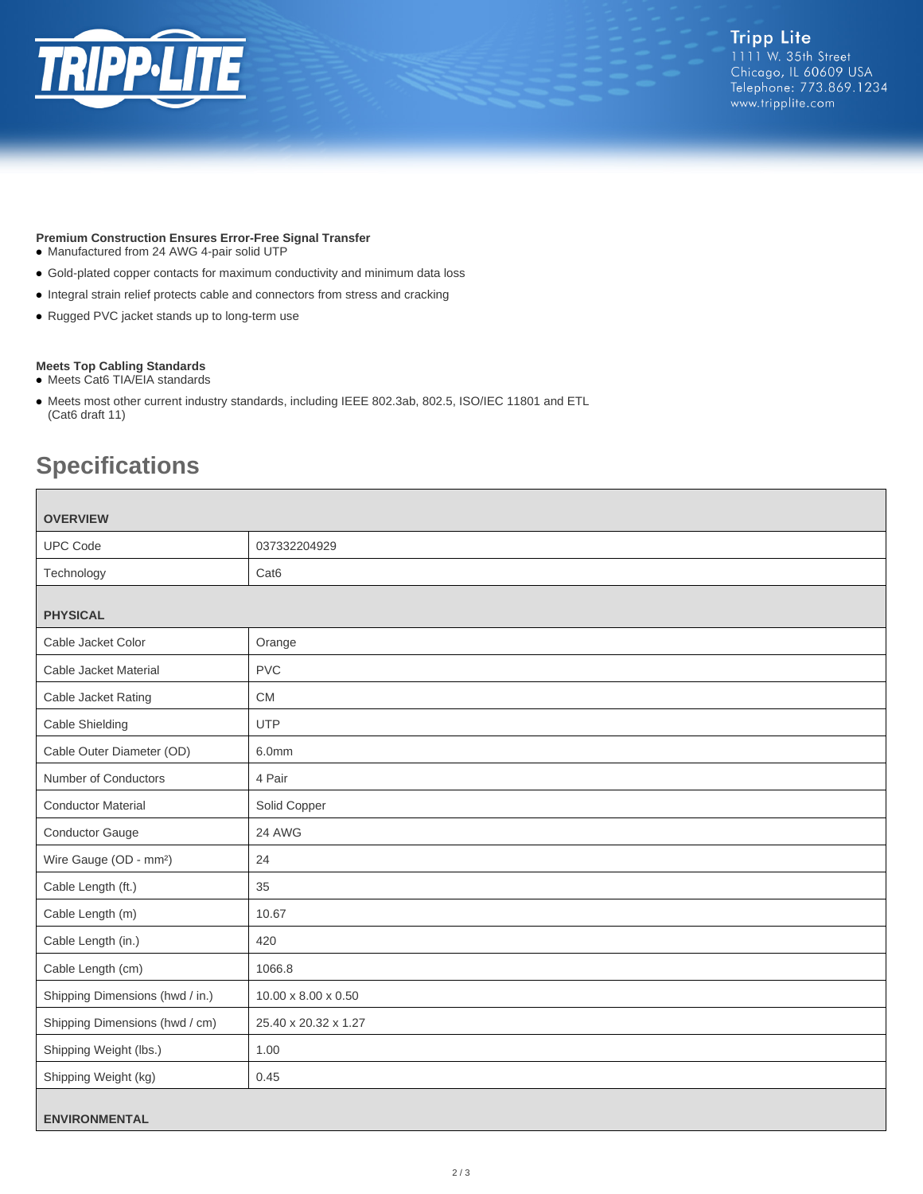**Premium Construction Ensures Error-Free Signal Transfer**

- Manufactured from 24 AWG 4-pair solid UTP
- Gold-plated copper contacts for maximum conductivity and minimum data loss
- Integral strain relief protects cable and connectors from stress and cracking
- Rugged PVC jacket stands up to long-term use

**Meets Top Cabling Standards**

- Meets Cat6 TIA/EIA standards
- Meets most other current industry standards, including IEEE 802.3ab, 802.5, ISO/IEC 11801 and ETL (Cat6 draft 11)

## Specifications

| **OVERVIEW** | |
|---|---|
| UPC Code | 037332204929 |
| Technology | Cat6 |
| **PHYSICAL** | |
| Cable Jacket Color | Orange |
| Cable Jacket Material | PVC |
| Cable Jacket Rating | CM |
| Cable Shielding | UTP |
| Cable Outer Diameter (OD) | 6.0mm |
| Number of Conductors | 4 Pair |
| Conductor Material | Solid Copper |
| Conductor Gauge | 24 AWG |
| Wire Gauge (OD - $mm^2$) | 24 |
| Cable Length (ft.) | 35 |
| Cable Length (m) | 10.67 |
| Cable Length (in.) | 420 |
| Cable Length (cm) | 1066.8 |
| Shipping Dimensions (hwd / in.) | 10.00 x 8.00 x 0.50 |
| Shipping Dimensions (hwd / cm) | 25.40 x 20.32 x 1.27 |
| Shipping Weight (lbs.) | 1.00 |
| Shipping Weight (kg) | 0.45 |
| **ENVIRONMENTAL** | |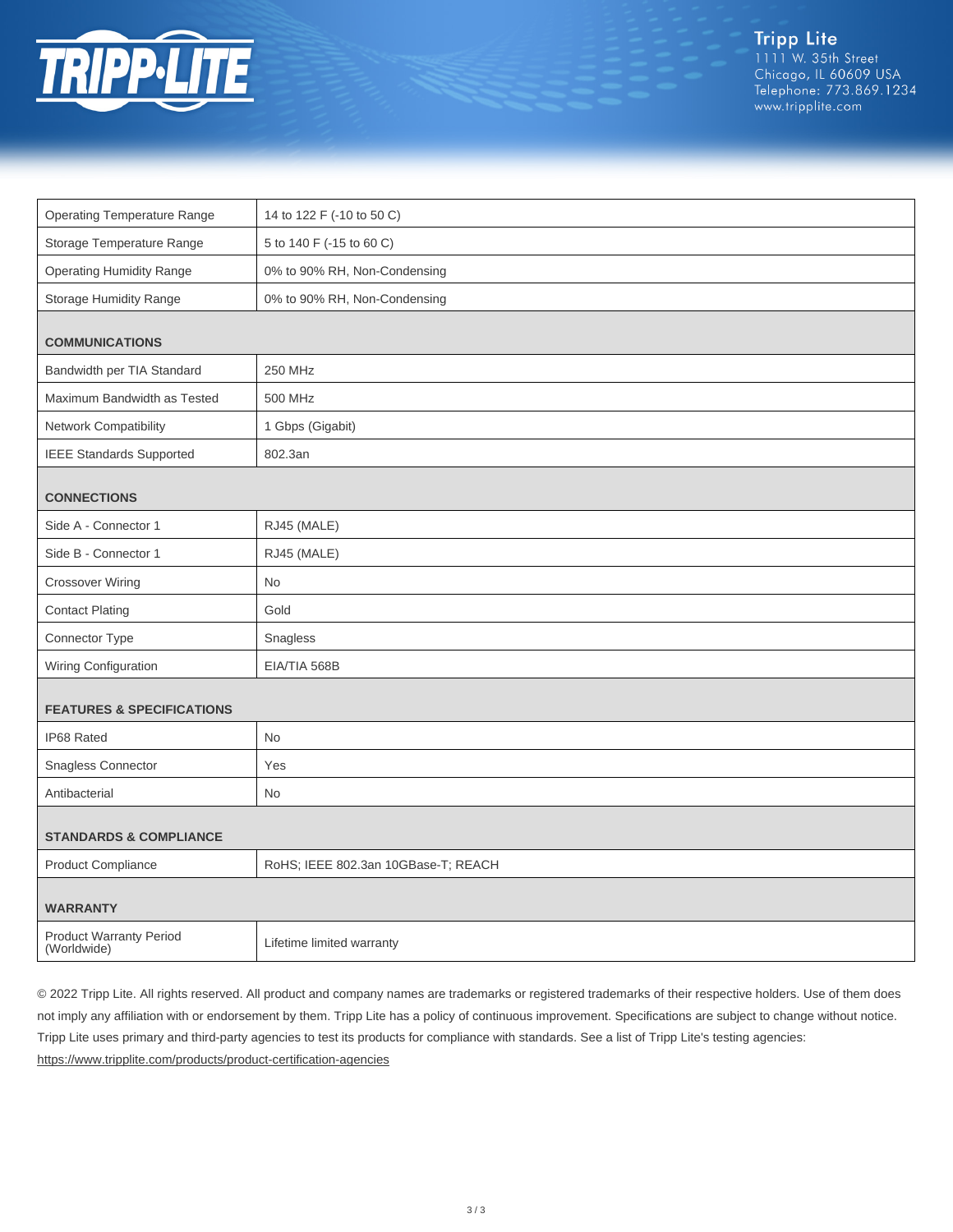| | |
|---|---|
| Operating Temperature Range | 14 to 122 F (-10 to 50 C) |
| Storage Temperature Range | 5 to 140 F (-15 to 60 C) |
| Operating Humidity Range | 0% to 90% RH, Non-Condensing |
| Storage Humidity Range | 0% to 90% RH, Non-Condensing |
| **COMMUNICATIONS** | |
| Bandwidth per TIA Standard | 250 MHz |
| Maximum Bandwidth as Tested | 500 MHz |
| Network Compatibility | 1 Gbps (Gigabit) |
| IEEE Standards Supported | 802.3an |
| **CONNECTIONS** | |
| Side A - Connector 1 | RJ45 (MALE) |
| Side B - Connector 1 | RJ45 (MALE) |
| Crossover Wiring | No |
| Contact Plating | Gold |
| Connector Type | Snagless |
| Wiring Configuration | EIA/TIA 568B |
| **FEATURES & SPECIFICATIONS** | |
| IP68 Rated | No |
| Snagless Connector | Yes |
| Antibacterial | No |
| **STANDARDS & COMPLIANCE** | |
| Product Compliance | RoHS; IEEE 802.3an 10GBase-T; REACH |
| **WARRANTY** | |
| Product Warranty Period (Worldwide) | Lifetime limited warranty |

© 2022 Tripp Lite. All rights reserved. All product and company names are trademarks or registered trademarks of their respective holders. Use of them does not imply any affiliation with or endorsement by them. Tripp Lite has a policy of continuous improvement. Specifications are subject to change without notice. Tripp Lite uses primary and third-party agencies to test its products for compliance with standards. See a list of Tripp Lite's testing agencies: https://www.tripplite.com/products/product-certification-agencies